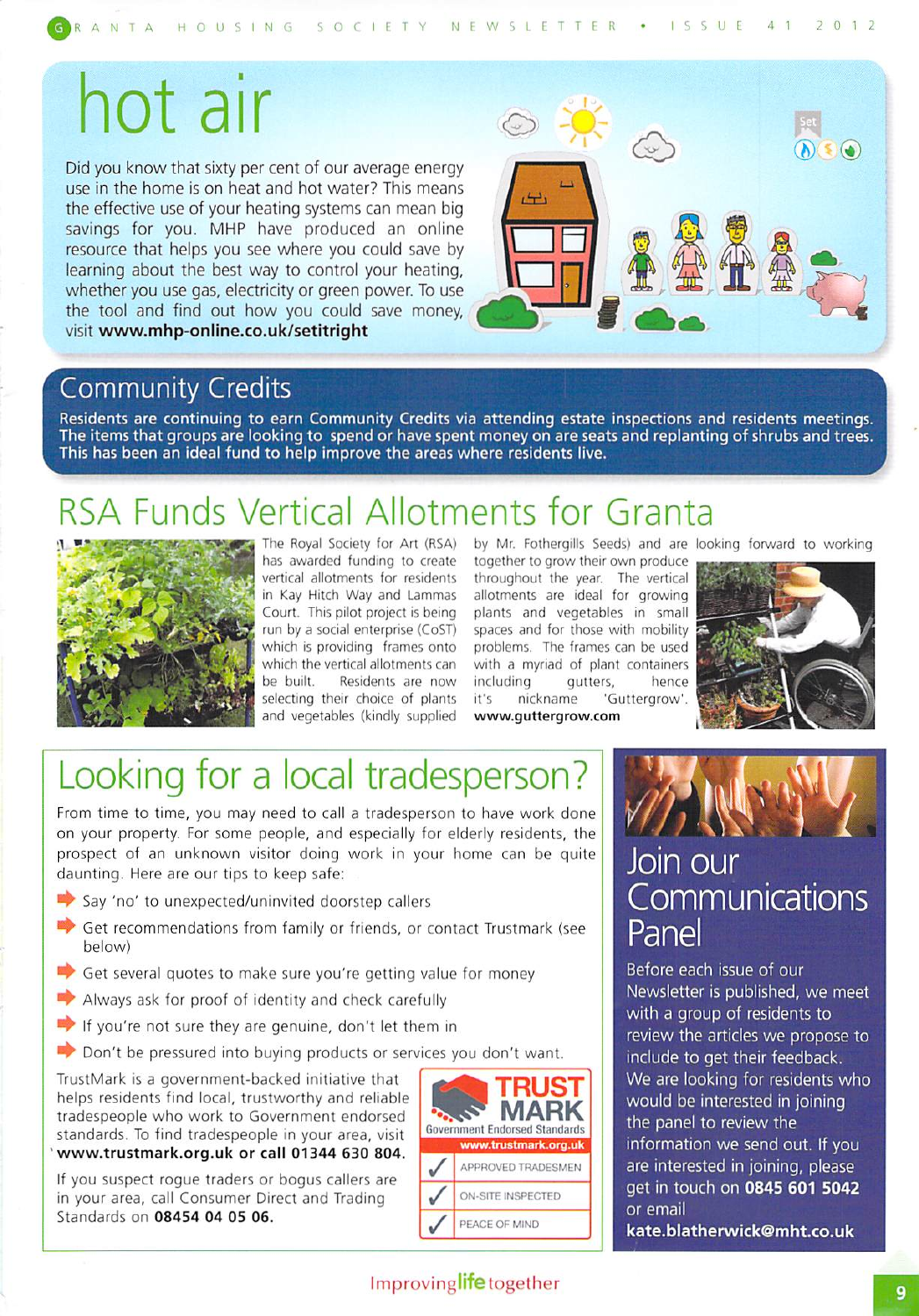# hot air

Did you know that sixty per cent of our average energy use in the home is on heat and hot water? This means the effective use of your heating systems can mean big savings for you. MHP have produced an online resource that helps you see where you could save by learning about the best way to control your heating, whether you use gas, electricity or green power. To use the tool and find out how you could save money, visit **www.mhp-online.co.uk/setitright**

## Community Credits

**Residents are continuing to earn Community Credits via attending estate inspections and residents meetings. The items that groups are looking to spend or have spent money on are seats and replanting of shrubs and trees. This has been an ideal fund to help improve the areas where residents live.**

## RSA Funds Vertical Allotments for Granta

The Royal Society for Art (RSA) has awarded funding to create vertical allotments for residents in Kay Hitch Way and Lammas Court. This pilot project is being run by a social enterprise (CoST) which is providing frames onto which the vertical allotments can be built. Residents are now selecting their choice of plants and vegetables (kindly supplied by Mr. Fothergills Seeds) and are looking forward to working together to grow their own produce throughout the year. The vertical allotments are ideal for growing plants and vegetables in small spaces and for those with mobility problems. The frames can be used with a myriad of plant containers including gutters, hence it's nickname 'Guttergrow'. **www.guttergrow.com**

## Looking for a local tradesperson?

From time to time, you may need to call a tradesperson to have work done on your property. For some people, and especially for elderly residents, the prospect of an unknown visitor doing work in your home can be quite daunting. Here are our tips to keep safe:

- Say 'no' to unexpected/uninvited doorstep callers
- Get recommendations from family or friends, or contact Trustmark (see below)
- Get several quotes to make sure you're getting value for money
- Always ask for proof of identity and check carefully
- If you're not sure they are genuine, don't let them in
- Don't be pressured into buying products or services you don't want.

TrustMark is a government-backed initiative that helps residents find local, trustworthy and reliable tradespeople who work to Government endorsed standards. To find tradespeople in your area, visit **www.trustmark.org.uk or call 01344 630 804.**

If you suspect rogue traders or bogus callers are in your area, call Consumer Direct and Trading Standards on **08454 04 05 06.**

TRUST MARK
Government Endorsed Standards
www.trustmark.org.uk
- ✓ APPROVED TRADESMEN
- ✓ ON-SITE INSPECTED
- ✓ PEACE OF MIND

## Join our Communications Panel

Before each issue of our Newsletter is published, we meet with a group of residents to review the articles we propose to include to get their feedback. We are looking for residents who would be interested in joining the panel to review the information we send out. If you are interested in joining, please get in touch on **0845 601 5042** or email **kate.blatherwick@mht.co.uk**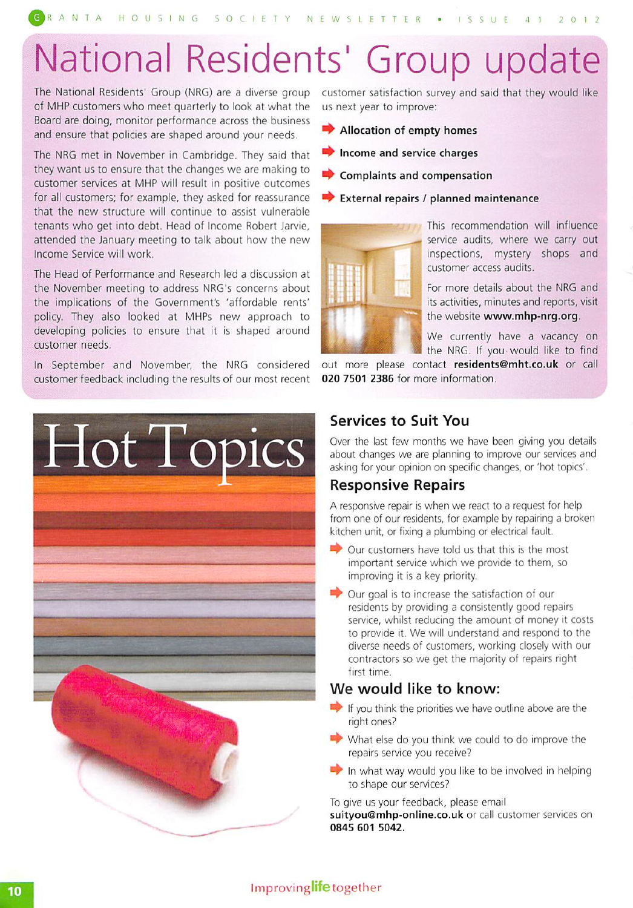# National Residents' Group update

The National Residents' Group (NRG) are a diverse group of MHP customers who meet quarterly to look at what the Board are doing, monitor performance across the business and ensure that policies are shaped around your needs.

The NRG met in November in Cambridge. They said that they want us to ensure that the changes we are making to customer services at MHP will result in positive outcomes for all customers; for example, they asked for reassurance that the new structure will continue to assist vulnerable tenants who get into debt. Head of Income Robert Jarvie, attended the January meeting to talk about how the new Income Service will work.

The Head of Performance and Research led a discussion at the November meeting to address NRG's concerns about the implications of the Government's 'affordable rents' policy. They also looked at MHPs new approach to developing policies to ensure that it is shaped around customer needs.

In September and November, the NRG considered customer feedback including the results of our most recent customer satisfaction survey and said that they would like us next year to improve:

- **Allocation of empty homes**
- **Income and service charges**
- **Complaints and compensation**
- **External repairs / planned maintenance**

This recommendation will influence service audits, where we carry out inspections, mystery shops and customer access audits.

For more details about the NRG and its activities, minutes and reports, visit the website **www.mhp-nrg.org**.

We currently have a vacancy on the NRG. If you would like to find out more please contact **residents@mht.co.uk** or call **020 7501 2386** for more information.

# Hot Topics

## Services to Suit You

Over the last few months we have been giving you details about changes we are planning to improve our services and asking for your opinion on specific changes, or 'hot topics'.

## Responsive Repairs

A responsive repair is when we react to a request for help from one of our residents, for example by repairing a broken kitchen unit, or fixing a plumbing or electrical fault.

- Our customers have told us that this is the most important service which we provide to them, so improving it is a key priority.
- Our goal is to increase the satisfaction of our residents by providing a consistently good repairs service, whilst reducing the amount of money it costs to provide it. We will understand and respond to the diverse needs of customers, working closely with our contractors so we get the majority of repairs right first time.

## We would like to know:

- If you think the priorities we have outline above are the right ones?
- What else do you think we could to do improve the repairs service you receive?
- In what way would you like to be involved in helping to shape our services?

To give us your feedback, please email **suityou@mhp-online.co.uk** or call customer services on **0845 601 5042.**